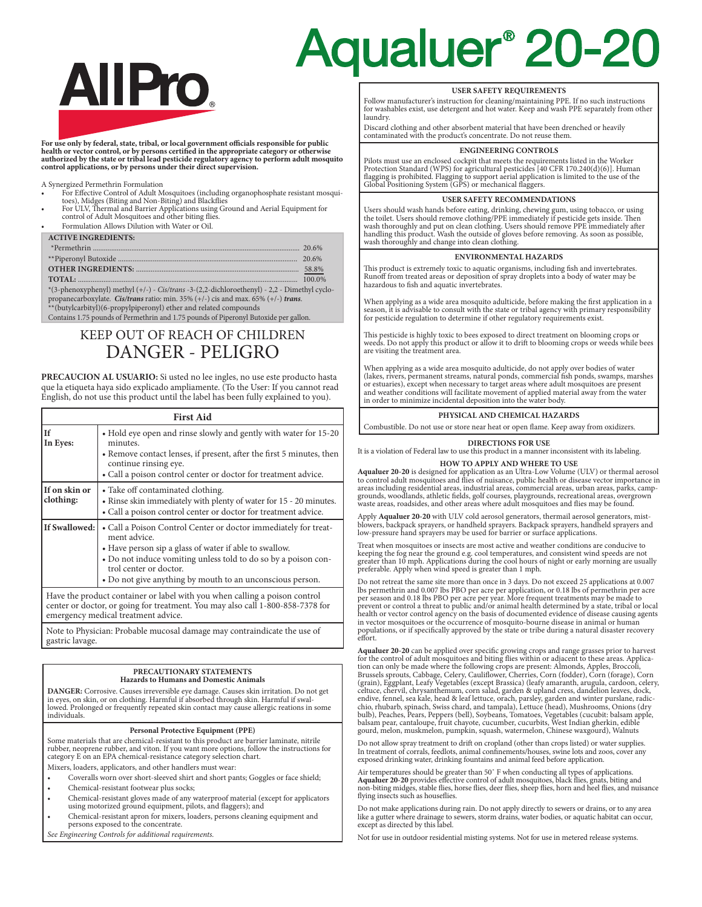# Aqualuer® 20-20

AllPro®

**For use only by federal, state, tribal, or local government officials responsible for public health or vector control, or by persons certified in the appropriate category or otherwise authorized by the state or tribal lead pesticide regulatory agency to perform adult mosquito control applications, or by persons under their direct supervision.**

A Synergized Permethrin Formulation

- For Effective Control of Adult Mosquitoes (including organophosphate resistant mosquitoes), Midges (Biting and Non-Biting) and Blackflies
- For ULV, Thermal and Barrier Applications using Ground and Aerial Equipment for control of Adult Mosquitoes and other biting flies.
- Formulation Allows Dilution with Water or Oil.

| ACTIVE INGREDIENTS: | |
|---|---|
| *Permethrin | 20.6% |
| **Piperonyl Butoxide | 20.6% |
| **OTHER INGREDIENTS:** | 58.8% |
| **TOTAL:** | 100.0% |

*(3-phenoxyphenyl) methyl (+/-) - *Cis/trans* -3-(2,2-dichloroethenyl) - 2,2 - Dimethyl cyclopropanecarboxylate. ***Cis/trans*** ratio: min. 35% (+/-) cis and max. 65% (+/-) ***trans***.
**(butylcarbityl)(6-propylpiperonyl) ether and related compounds
Contains 1.75 pounds of Permethrin and 1.75 pounds of Piperonyl Butoxide per gallon.

## KEEP OUT OF REACH OF CHILDREN
## DANGER - PELIGRO

**PRECAUCION AL USUARIO:** Si usted no lee ingles, no use este producto hasta que la etiqueta haya sido explicado ampliamente. (To the User: If you cannot read English, do not use this product until the label has been fully explained to you).

| First Aid | |
|---|---|
| **If In Eyes:** | • Hold eye open and rinse slowly and gently with water for 15-20 minutes.<br>• Remove contact lenses, if present, after the first 5 minutes, then continue rinsing eye.<br>• Call a poison control center or doctor for treatment advice. |
| **If on skin or clothing:** | • Take off contaminated clothing.<br>• Rinse skin immediately with plenty of water for 15 - 20 minutes.<br>• Call a poison control center or doctor for treatment advice. |
| **If Swallowed:** | • Call a Poison Control Center or doctor immediately for treatment advice.<br>• Have person sip a glass of water if able to swallow.<br>• Do not induce vomiting unless told to do so by a poison control center or doctor.<br>• Do not give anything by mouth to an unconscious person. |

Have the product container or label with you when calling a poison control center or doctor, or going for treatment. You may also call 1-800-858-7378 for emergency medical treatment advice.

Note to Physician: Probable mucosal damage may contraindicate the use of gastric lavage.

### PRECAUTIONARY STATEMENTS
### Hazards to Humans and Domestic Animals

**DANGER:** Corrosive. Causes irreversible eye damage. Causes skin irritation. Do not get in eyes, on skin, or on clothing. Harmful if absorbed through skin. Harmful if swallowed. Prolonged or frequently repeated skin contact may cause allergic reations in some individuals.

#### Personal Protective Equipment (PPE)

Some materials that are chemical-resistant to this product are barrier laminate, nitrile rubber, neoprene rubber, and viton. If you want more options, follow the instructions for category E on an EPA chemical-resistance category selection chart.

Mixers, loaders, applicators, and other handlers must wear:

- Coveralls worn over short-sleeved shirt and short pants; Goggles or face shield;
- Chemical-resistant footwear plus socks;
- Chemical-resistant gloves made of any waterproof material (except for applicators using motorized ground equipment, pilots, and flaggers); and
- Chemical-resistant apron for mixers, loaders, persons cleaning equipment and persons exposed to the concentrate.

*See Engineering Controls for additional requirements.*

#### USER SAFETY REQUIREMENTS

Follow manufacturer's instruction for cleaning/maintaining PPE. If no such instructions for washables exist, use detergent and hot water. Keep and wash PPE separately from other laundry.

Discard clothing and other absorbent material that have been drenched or heavily contaminated with the product's concentrate. Do not reuse them.

#### ENGINEERING CONTROLS

Pilots must use an enclosed cockpit that meets the requirements listed in the Worker Protection Standard (WPS) for agricultural pesticides [40 CFR 170.240(d)(6)]. Human flagging is prohibited. Flagging to support aerial application is limited to the use of the Global Positioning System (GPS) or mechanical flaggers.

#### USER SAFETY RECOMMENDATIONS

Users should wash hands before eating, drinking, chewing gum, using tobacco, or using the toilet. Users should remove clothing/PPE immediately if pesticide gets inside. Then wash thoroughly and put on clean clothing. Users should remove PPE immediately after handling this product. Wash the outside of gloves before removing. As soon as possible, wash thoroughly and change into clean clothing.

#### ENVIRONMENTAL HAZARDS

This product is extremely toxic to aquatic organisms, including fish and invertebrates. Runoff from treated areas or deposition of spray droplets into a body of water may be hazardous to fish and aquatic invertebrates.

When applying as a wide area mosquito adulticide, before making the first application in a season, it is advisable to consult with the state or tribal agency with primary responsibility for pesticide regulation to determine if other regulatory requirements exist.

This pesticide is highly toxic to bees exposed to direct treatment on blooming crops or weeds. Do not apply this product or allow it to drift to blooming crops or weeds while bees are visiting the treatment area.

When applying as a wide area mosquito adulticide, do not apply over bodies of water (lakes, rivers, permanent streams, natural ponds, commercial fish ponds, swamps, marshes or estuaries), except when necessary to target areas where adult mosquitoes are present and weather conditions will facilitate movement of applied material away from the water in order to minimize incidental deposition into the water body.

#### PHYSICAL AND CHEMICAL HAZARDS

Combustible. Do not use or store near heat or open flame. Keep away from oxidizers.

### DIRECTIONS FOR USE

It is a violation of Federal law to use this product in a manner inconsistent with its labeling.

#### HOW TO APPLY AND WHERE TO USE

**Aqualuer 20-20** is designed for application as an Ultra-Low Volume (ULV) or thermal aerosol to control adult mosquitoes and flies of nuisance, public health or disease vector importance in areas including residential areas, industrial areas, commercial areas, urban areas, parks, campgrounds, woodlands, athletic fields, golf courses, playgrounds, recreational areas, overgrown waste areas, roadsides, and other areas where adult mosquitoes and flies may be found.

Apply **Aqualuer 20-20** with ULV cold aerosol generators, thermail aerosol generators, mistblowers, backpack sprayers, or handheld sprayers. Backpack sprayers, handheld sprayers and low-pressure hand sprayers may be used for barrier or surface applications.

Treat when mosquitoes or insects are most active and weather conditions are conducive to keeping the fog near the ground e.g. cool temperatures, and consistent wind speeds are not greater than 10 mph. Applications during the cool hours of night or early morning are usually preferable. Apply when wind speed is greater than 1 mph.

Do not retreat the same site more than once in 3 days. Do not exceed 25 applications at 0.007 lbs permethrin and 0.007 lbs PBO per acre per application, or 0.18 lbs of permethrin per acre per season and 0.18 lbs PBO per acre per year. More frequent treatments may be made to prevent or control a threat to public and/or animal health determined by a state, tribal or local health or vector control agency on the basis of documented evidence of disease causing agents in vector mosquitoes or the occurrence of mosquito-bourne disease in animal or human populations, or if specifically approved by the state or tribe during a natural disaster recovery effort.

**Aqualuer 20-20** can be applied over specific growing crops and range grasses prior to harvest for the control of adult mosquitoes and biting flies within or adjacent to these areas. Application can only be made where the following crops are present: Almonds, Apples, Broccoli, Brussels sprouts, Cabbage, Celery, Cauliflower, Cherries, Corn (fodder), Corn (forage), Corn (grain), Eggplant, Leafy Vegetables (except Brassica) (leafy amaranth, arugula, cardoon, celery, celtuce, chervil, chrysanthemum, corn salad, garden & upland cress, dandelion leaves, dock, endive, fennel, sea kale, head & leaf lettuce, orach, parsley, garden and winter purslane, radicchio, rhubarb, spinach, Swiss chard, and tampala), Lettuce (head), Mushrooms, Onions (dry bulb), Peaches, Pears, Peppers (bell), Soybeans, Tomatoes, Vegetables (cucubit: balsam apple, balsam pear, cantaloupe, fruit chayote, cucumber, cucurbits, West Indian gherkin, edible gourd, melon, muskmelon, pumpkin, squash, watermelon, Chinese waxgourd), Walnuts

Do not allow spray treatment to drift on cropland (other than crops listed) or water supplies. In treatment of corrals, feedlots, animal confinements/houses, swine lots and zoos, cover any exposed drinking water, drinking fountains and animal feed before application.

Air temperatures should be greater than 50˚ F when conducting all types of applications. **Aqualuer 20-20** provides effective control of adult mosquitoes, black flies, gnats, biting and non-biting midges, stable flies, horse flies, deer flies, sheep flies, horn and heel flies, and nuisance flying insects such as houseflies.

Do not make applications during rain. Do not apply directly to sewers or drains, or to any area like a gutter where drainage to sewers, storm drains, water bodies, or aquatic habitat can occur, except as directed by this label.

Not for use in outdoor residential misting systems. Not for use in metered release systems.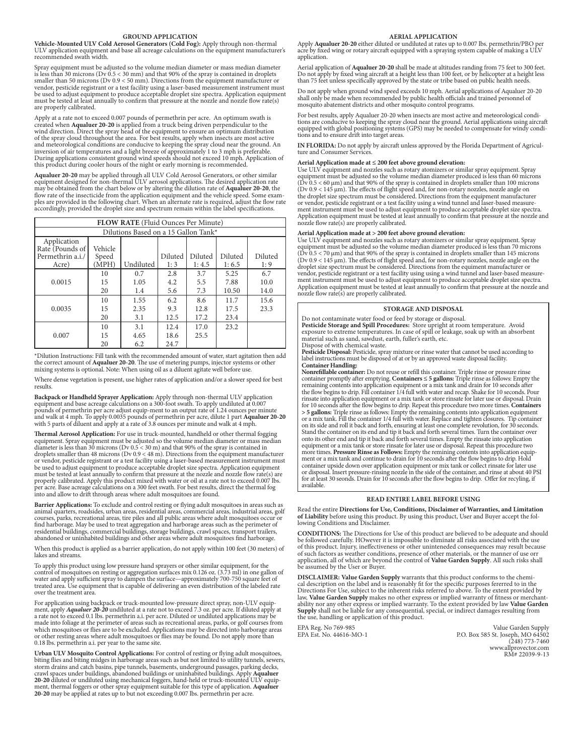## GROUND APPLICATION

**Vehicle-Mounted ULV Cold Aerosol Generators (Cold Fog):** Apply through non-thermal ULV application equipment and base all acreage calculations on the equipment manufacturer's recommended swath width.

Spray equipment must be adjusted so the volume median diameter or mass median diameter is less than 30 microns (Dv 0.5 < 30 mm) and that 90% of the spray is contained in droplets smaller than 50 microns (Dv 0.9 < 50 mm). Directions from the equipment manufacturer or vendor, pesticide registrant or a test facility using a laser-based measurement instrument must be used to adjust equipment to produce acceptable droplet size spectra. Application equipment must be tested at least annually to confirm that pressure at the nozzle and nozzle flow rate(s) are properly calibrated.

Apply at a rate not to exceed 0.007 pounds of permethrin per acre. An optimum swath is created when **Aqualuer 20-20** is applied from a truck being driven perpendicular to the wind direction. Direct the spray head of the equipment to ensure an optimum distribution of the spray cloud throughout the area. For best results, apply when insects are most active and meteorological conditions are conducive to keeping the spray cloud near the ground. An inversion of air temperatures and a light breeze of approximately 1 to 3 mph is preferable. During applications consistent ground wind speeds should not exceed 10 mph. Application of this product during cooler hours of the night or early morning is recommended.

**Aqualuer 20-20** may be applied through all ULV Cold Aerosol Generators, or other similar equipment designed for non-thermal ULV aerosol applications. The desired application rate may be obtained from the chart below or by altering the dilution rate of **Aqualuer 20-20**, the flow rate of the insecticide from the application equipment and the vehicle speed. Some examples are provided in the following chart. When an alternate rate is required, adjust the flow rate accordingly, provided the droplet size and spectrum remain within the label specifications.

| FLOW RATE (Fluid Ounces Per Minute) | | | | | | |
|---|---|---|---|---|---|---|
| Dilutions Based on a 15 Gallon Tank* | | | | | | |
| Application Rate (Pounds of Permethrin a.i./ Acre) | Vehicle Speed (MPH) | Undiluted | Diluted 1: 3 | Diluted 1: 4.5 | Diluted 1: 6.5 | Diluted 1: 9 |
| 0.0015 | 10 | 0.7 | 2.8 | 3.7 | 5.25 | 6.7 |
| | 15 | 1.05 | 4.2 | 5.5 | 7.88 | 10.0 |
| | 20 | 1.4 | 5.6 | 7.3 | 10.50 | 14.0 |
| 0.0035 | 10 | 1.55 | 6.2 | 8.6 | 11.7 | 15.6 |
| | 15 | 2.35 | 9.3 | 12.8 | 17.5 | 23.3 |
| | 20 | 3.1 | 12.5 | 17.2 | 23.4 | |
| 0.007 | 10 | 3.1 | 12.4 | 17.0 | 23.2 | |
| | 15 | 4.65 | 18.6 | 25.5 | | |
| | 20 | 6.2 | 24.7 | | | |

*Dilution Instructions: Fill tank with the recommended amount of water, start agitation then add the correct amount of **Aqualuer 20-20**. The use of metering pumps, injector systems or other mixing systems is optional. Note: When using oil as a diluent agitate well before use.

Where dense vegetation is present, use higher rates of application and/or a slower speed for best results.

**Backpack or Handheld Sprayer Application:** Apply through non-thermal ULV application equipment and base acreage calculations on a 300-foot swath. To apply undiluted at 0.007 pounds of permethrin per acre adjust equip-ment to an output rate of 1.24 ounces per minute and walk at 4 mph. To apply 0.0035 pounds of permethrin per acre, dilute 1 part **Aqualuer 20-20** with 5 parts of diluent and apply at a rate of 3.8 ounces per minute and walk at 4 mph.

**Thermal Aerosol Application:** For use in truck-mounted, handheld or other thermal fogging equipment. Spray equipment must be adjusted so the volume median diameter or mass median diameter is less than 30 microns (Dv 0.5 < 30 m) and that 90% of the spray is contained in droplets smaller than 48 microns (Dv 0.9 < 48 m). Directions from the equipment manufacturer or vendor, pesticide registrant or a test facility using a laser-based measurement instrument must be used to adjust equipment to produce acceptable droplet size spectra. Application equipment must be tested at least annually to confirm that pressure at the nozzle and nozzle flow rate(s) are properly calibrated. Apply this product mixed with water or oil at a rate not to exceed 0.007 lbs. per acre. Base acreage calculations on a 300 feet swath. For best results, direct the thermal fog into and allow to drift through areas where adult mosquitoes are found.

**Barrier Applications:** To exclude and control resting or flying adult mosquitoes in areas such as animal quarters, roadsides, urban areas, residential areas, commercial areas, industrial areas, golf courses, parks, recreational areas, tire piles and all public areas where adult mosquitoes occur or find harborage. May be used to treat aggregation and harborage areas such as the perimeter of residential buildings, commercial buildings, storage buildings, crawl spaces, transport trailers, abandoned or uninhabited buildings and other areas where adult mosquitoes find harborage.

When this product is applied as a barrier application, do not apply within 100 feet (30 meters) of lakes and streams.

To apply this product using low pressure hand sprayers or other similar equipment, for the control of mosquitoes on resting or aggregation surfaces mix 0.126 oz. (3.73 ml) in one gallon of water and apply sufficient spray to dampen the surface—approximately 700-750 square feet of treated area. Use equipment that is capable of delivering an even distribution of the labeled rate over the treatment area.

For application using backpack or truck-mounted low-pressure direct spray, non-ULV equipment, apply ***Aqualuer 20-20*** undiluted at a rate not to exceed 7.3 oz. per acre. If diluted apply at a rate not to exceed 0.1 lbs. permethrin a.i. per acre. Diluted or undiluted applications may be made into foliage at the perimeter of areas such as recreational areas, parks, or golf courses from which mosquitoes or flies are to be excluded. Applications may be directed into harborage areas or other resting areas where adult mosquitoes or flies may be found. Do not apply more than 0.18 lbs. permethrin a.i. per year to the same site.

**Urban ULV Mosquito Control Applications:** For control of resting or flying adult mosquitoes, biting flies and biting midges in harborage areas such as but not limited to utility tunnels, sewers, storm drains and catch basins, pipe tunnels, basements, underground passages, parking decks, crawl spaces under buildings, abandoned buildings or uninhabited buildings. Apply **Aqualuer 20-20** diluted or undiluted using mechanical foggers, hand-held or truck-mounted ULV equipment, thermal foggers or other spray equipment suitable for this type of application. **Aqualuer 20-20** may be applied at rates up to but not exceeding 0.007 lbs. permethrin per acre.

## AERIAL APPLICATION

Apply **Aqualuer 20-20** either diluted or undiluted at rates up to 0.007 lbs. permethrin/PBO per acre by fixed wing or rotary aircraft equipped with a spraying system capable of making a ULV application.

Aerial application of **Aqualuer 20-20** shall be made at altitudes randing from 75 feet to 300 feet. Do not apply by fixed wing aircraft at a height less than 100 feet, or by helicopter at a height less than 75 feet unless specifically approved by the state or tribe based on public health needs.

Do not apply when ground wind speed exceeds 10 mph. Aerial applications of Aqualuer 20-20 shall only be made when recommended by public health officials and trained personnel of mosquito abatement districts and other mosquito control programs.

For best results, apply Aqualuer 20-20 when insects are most active and meteorological conditions are conducive to keeping the spray cloud near the ground. Aerial applications using aircraft equipped with global positioning systems (GPS) may be needed to compensate for windy conditions and to ensure drift into target areas.

**IN FLORIDA:** Do not apply by aircraft unless approved by the Florida Department of Agriculture and Consumer Services.

**Aerial Application made at ≤ 200 feet above ground elevation:**
Use ULV equipment and nozzles such as rotary atomizers or similar spray equipment. Spray equipment must be adjusted so the volume median diameter produced is less than 60 microns (Dv 0.5 < 60 µm) and that 90% of the spray is contained in droplets smaller than 100 microns (Dv 0.9 < 145 µm). The effects of flight speed and, for non-rotary nozzles, nozzle angle on the droplet size spectrum must be considered. Directions from the equipment manufacturer or vendor, pesticide registrant or a test facility using a wind tunnel and laser-based measurement instrument must be used to adjust equipment to produce acceptable droplet size spectra. Application equipment must be tested at least annually to confirm that pressure at the nozzle and nozzle flow rate(s) are properly calibrated.

**Aerial Application made at > 200 feet above ground elevation:**
Use ULV equipment and nozzles such as rotary atomizers or similar spray equipment. Spray equipment must be adjusted so the volume median diameter produced is less than 70 microns (Dv 0.5 < 70 µm) and that 90% of the spray is contained in droplets smaller than 145 microns (Dv 0.9 < 145 µm). The effects of flight speed and, for non-rotary nozzles, nozzle angle on the droplet size spectrum must be considered. Directions from the equiment manufacturer or vendor, pesticide registrant or a test facility using a wind tunnel and laser-based measurement instrument must be used to adjust equipment to produce acceptable droplet size spectra. Application equipment must be tested at least annually to confirm that pressure at the nozzle and nozzle flow rate(s) are properly calibrated.

## STORAGE AND DISPOSAL

Do not contaminate water food or feed by storage or disposal.
**Pesticide Storage and Spill Procedures:** Store upright at room temperature. Avoid exposure to extreme temperatures. In case of spill or leakage, soak up with an absorbent material such as sand, sawdust, earth, fuller's earth, etc.
Dispose of with chemical waste.
**Pesticide Disposal:** Pesticide, spray mixture or rinse water that cannot be used according to label instructions must be disposed of at or by an approved waste disposal facility.
**Container Handling:**
**Nonrefillable container:** Do not reuse or refill this container. Triple rinse or pressure rinse container promptly after emptying. **Containers ≤ 5 gallons:** Triple rinse as follows: Empty the remaining contents into application equipment or a mix tank and drain for 10 seconds after the flow begins to drip. Fill container 1/4 full with water and recap. Shake for 10 seconds. Pour rinsate into application equipment or a mix tank or store rinsate for later use or disposal. Drain for 10 seconds after the flow begins to drip. Repeat this procedure two more times. **Containers > 5 gallons:** Triple rinse as follows: Empty the remaining contents into application equipment or a mix tank. Fill the container 1/4 full with water. Replace and tighten closures. Tip container on its side and roll it back and forth, ensuring at least one complete revolution, for 30 seconds. Stand the container on its end and tip it back and forth several times. Turn the container over onto its other end and tip it back and forth several times. Empty the rinsate into application equipment or a mix tank or store rinsate for later use or disposal. Repeat this procedure two more times. **Pressure Rinse as Follows:** Empty the remining contents into application equipment or a mix tank and continue to drain for 10 seconds after the flow begins to drip. Hold container upside down over application equipment or mix tank or collect rinsate for later use or disposal. Insert pressure-rinsing nozzle in the side of the container, and rinse at about 40 PSI for at least 30 seonds. Drain for 10 seconds after the flow begins to drip. Offer for recyling, if available.

## READ ENTIRE LABEL BEFORE USING

Read the entire **Directions for Use, Conditions, Disclaimer of Warranties, and Limitation of Liability** before using this product. By using this product, User and Buyer accept the following Conditions and Disclaimer.

**CONDITIONS:** The Directions for Use of this product are believed to be adequate and should be followed carefully. HOwever it is impossible to eliminate all risks associated with the use of this product. Injury, ineffectiveness or other unineteneded consequences may result because of such factors as weather conditions, presence of other materials, or the manner of use orr application, all of which are beyond the control of **Value Garden Supply**. All such risks shall be assumed by the User or Buyer.

**DISCLAIMER: Value Garden Supply** warrants that this product conforms to the chemical description on the label and is reasonably fit for the specific purposes fererred to in the Directions For Use, subject to the inherent risks referred to above. To the extent provided by law, **Value Garden Supply** makes no other express or implied warranty of fitness or merchantability nor any other express or implied warranty. To the extent provided by law **Value Garden Supply** shall not be liable for any consequential, special, or indirect damages resulting from the use, handling or application of this product.

EPA Reg. No 769-985
EPA Est. No. 44616-MO-1

Value Garden Supply
P.O. Box 585 St. Joseph, MO 64502
(248) 773-7460
www.allprovector.com
RM# 22039-9-13